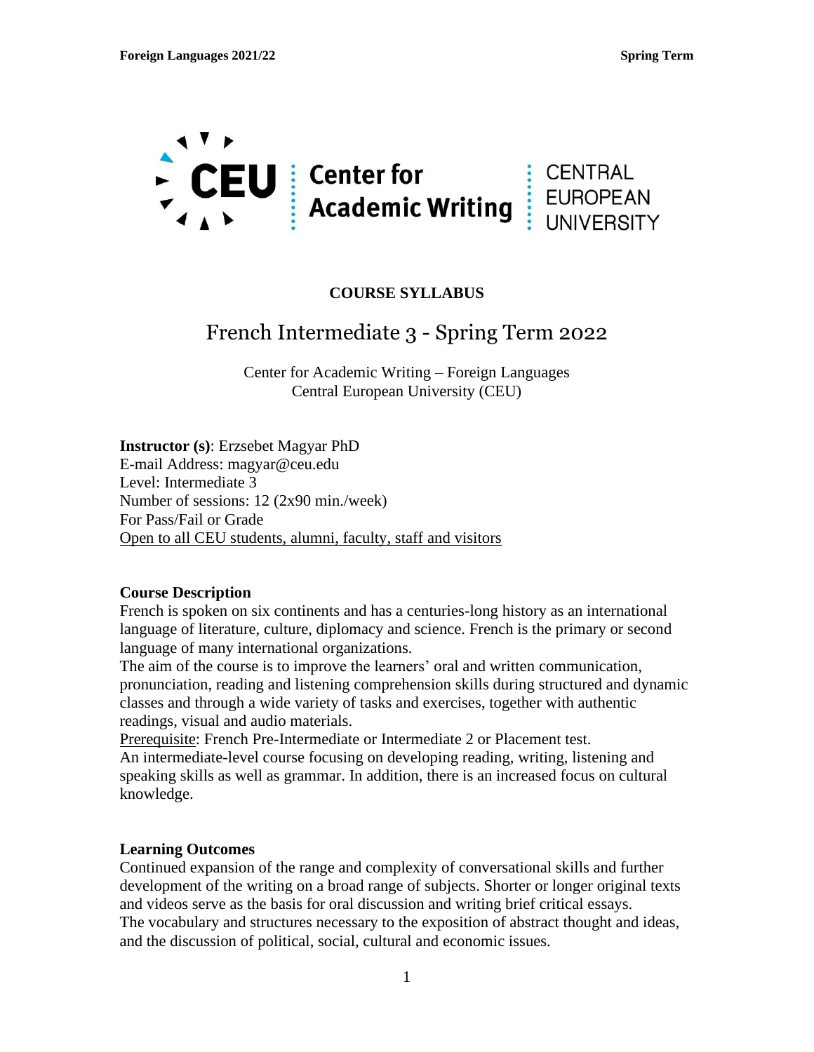**COURSE SYLLABUS**

# French Intermediate 3 - Spring Term 2022

Center for Academic Writing – Foreign Languages
Central European University (CEU)

**Instructor (s)**: Erzsebet Magyar PhD
E-mail Address: magyar@ceu.edu
Level: Intermediate 3
Number of sessions: 12 (2x90 min./week)
For Pass/Fail or Grade
Open to all CEU students, alumni, faculty, staff and visitors

## Course Description

French is spoken on six continents and has a centuries-long history as an international language of literature, culture, diplomacy and science. French is the primary or second language of many international organizations.

The aim of the course is to improve the learners' oral and written communication, pronunciation, reading and listening comprehension skills during structured and dynamic classes and through a wide variety of tasks and exercises, together with authentic readings, visual and audio materials.

Prerequisite: French Pre-Intermediate or Intermediate 2 or Placement test.

An intermediate-level course focusing on developing reading, writing, listening and speaking skills as well as grammar. In addition, there is an increased focus on cultural knowledge.

## Learning Outcomes

Continued expansion of the range and complexity of conversational skills and further development of the writing on a broad range of subjects. Shorter or longer original texts and videos serve as the basis for oral discussion and writing brief critical essays.

The vocabulary and structures necessary to the exposition of abstract thought and ideas, and the discussion of political, social, cultural and economic issues.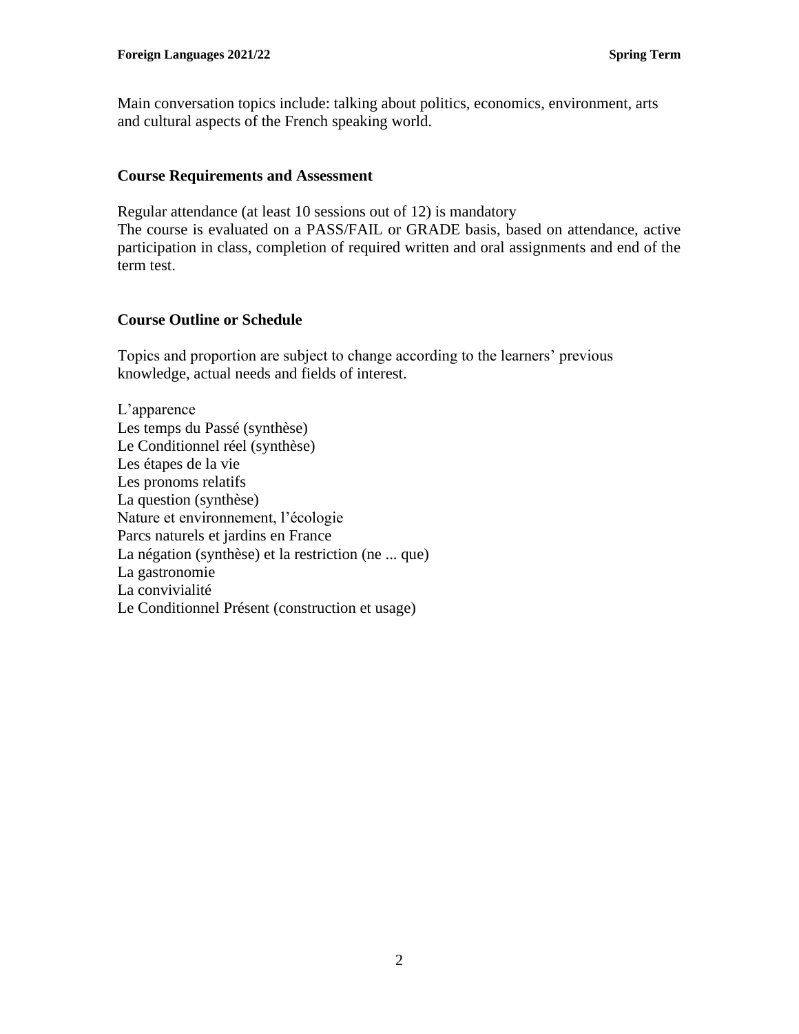Main conversation topics include: talking about politics, economics, environment, arts and cultural aspects of the French speaking world.

## Course Requirements and Assessment

Regular attendance (at least 10 sessions out of 12) is mandatory
The course is evaluated on a PASS/FAIL or GRADE basis, based on attendance, active participation in class, completion of required written and oral assignments and end of the term test.

## Course Outline or Schedule

Topics and proportion are subject to change according to the learners' previous knowledge, actual needs and fields of interest.

L'apparence
Les temps du Passé (synthèse)
Le Conditionnel réel (synthèse)
Les étapes de la vie
Les pronoms relatifs
La question (synthèse)
Nature et environnement, l'écologie
Parcs naturels et jardins en France
La négation (synthèse) et la restriction (ne ... que)
La gastronomie
La convivialité
Le Conditionnel Présent (construction et usage)